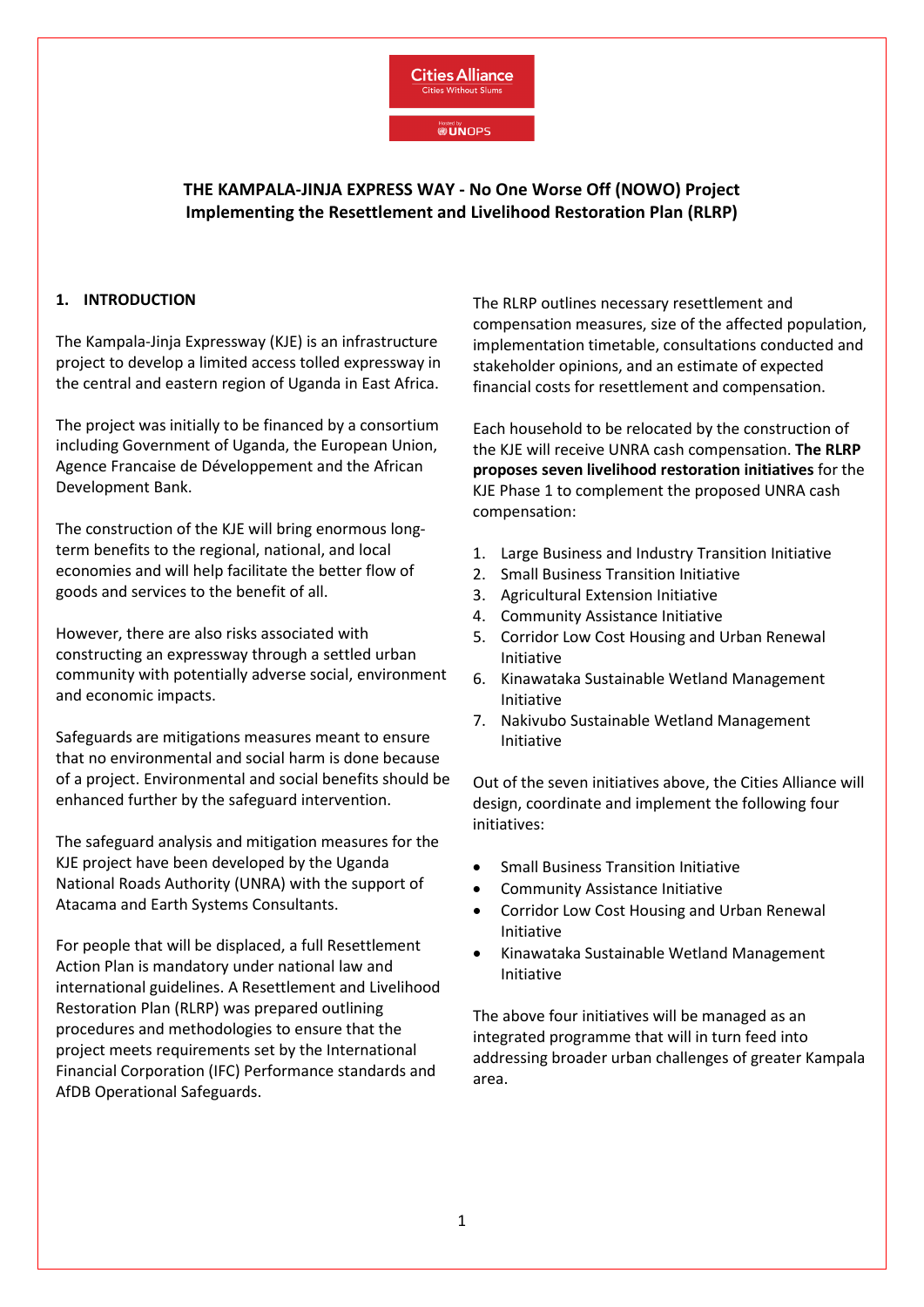Cities Alliance
Cities Without Slums

Hosted by UNOPS

# THE KAMPALA-JINJA EXPRESS WAY - No One Worse Off (NOWO) Project
# Implementing the Resettlement and Livelihood Restoration Plan (RLRP)

## 1. INTRODUCTION

The Kampala-Jinja Expressway (KJE) is an infrastructure project to develop a limited access tolled expressway in the central and eastern region of Uganda in East Africa.

The project was initially to be financed by a consortium including Government of Uganda, the European Union, Agence Francaise de Développement and the African Development Bank.

The construction of the KJE will bring enormous long-term benefits to the regional, national, and local economies and will help facilitate the better flow of goods and services to the benefit of all.

However, there are also risks associated with constructing an expressway through a settled urban community with potentially adverse social, environment and economic impacts.

Safeguards are mitigations measures meant to ensure that no environmental and social harm is done because of a project. Environmental and social benefits should be enhanced further by the safeguard intervention.

The safeguard analysis and mitigation measures for the KJE project have been developed by the Uganda National Roads Authority (UNRA) with the support of Atacama and Earth Systems Consultants.

For people that will be displaced, a full Resettlement Action Plan is mandatory under national law and international guidelines. A Resettlement and Livelihood Restoration Plan (RLRP) was prepared outlining procedures and methodologies to ensure that the project meets requirements set by the International Financial Corporation (IFC) Performance standards and AfDB Operational Safeguards.

The RLRP outlines necessary resettlement and compensation measures, size of the affected population, implementation timetable, consultations conducted and stakeholder opinions, and an estimate of expected financial costs for resettlement and compensation.

Each household to be relocated by the construction of the KJE will receive UNRA cash compensation. **The RLRP proposes seven livelihood restoration initiatives** for the KJE Phase 1 to complement the proposed UNRA cash compensation:

1. Large Business and Industry Transition Initiative
2. Small Business Transition Initiative
3. Agricultural Extension Initiative
4. Community Assistance Initiative
5. Corridor Low Cost Housing and Urban Renewal Initiative
6. Kinawataka Sustainable Wetland Management Initiative
7. Nakivubo Sustainable Wetland Management Initiative

Out of the seven initiatives above, the Cities Alliance will design, coordinate and implement the following four initiatives:

- Small Business Transition Initiative
- Community Assistance Initiative
- Corridor Low Cost Housing and Urban Renewal Initiative
- Kinawataka Sustainable Wetland Management Initiative

The above four initiatives will be managed as an integrated programme that will in turn feed into addressing broader urban challenges of greater Kampala area.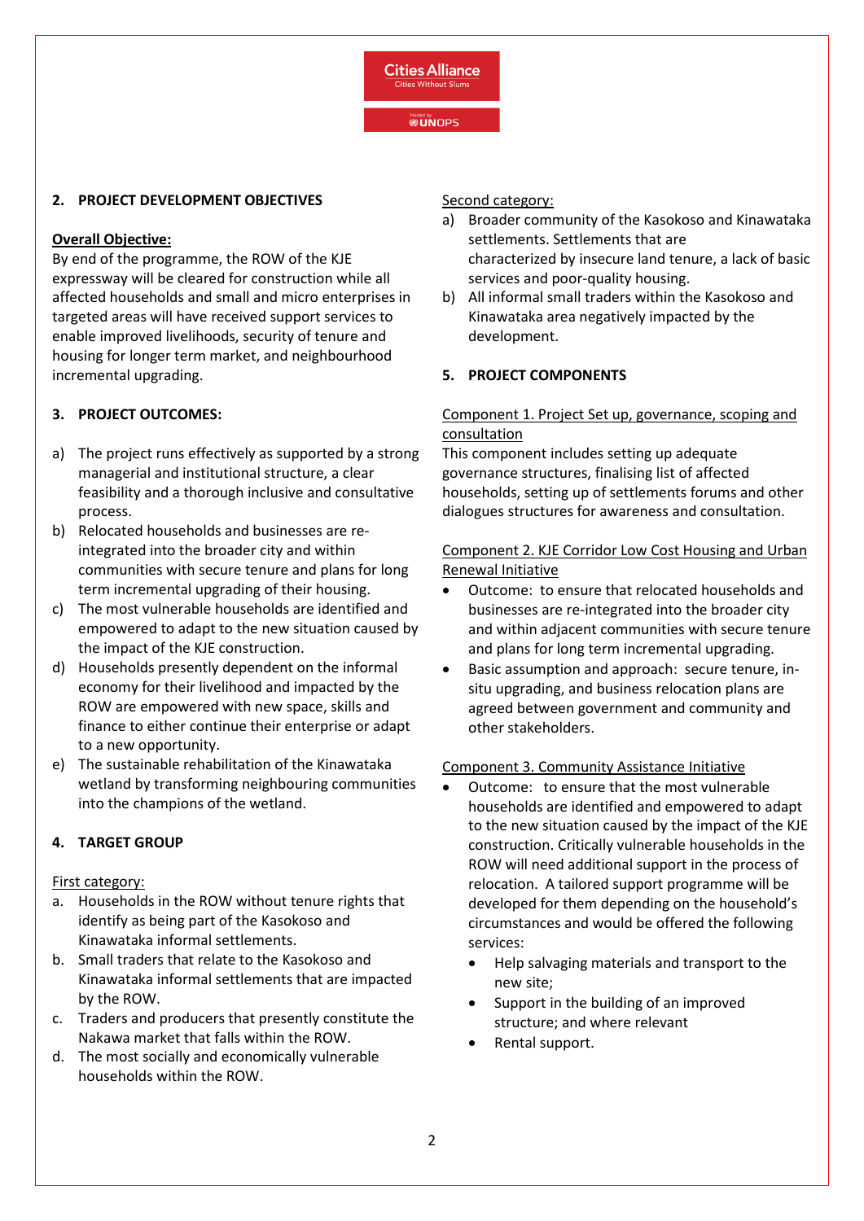## 2. PROJECT DEVELOPMENT OBJECTIVES

**Overall Objective:**

By end of the programme, the ROW of the KJE expressway will be cleared for construction while all affected households and small and micro enterprises in targeted areas will have received support services to enable improved livelihoods, security of tenure and housing for longer term market, and neighbourhood incremental upgrading.

## 3. PROJECT OUTCOMES:

a) The project runs effectively as supported by a strong managerial and institutional structure, a clear feasibility and a thorough inclusive and consultative process.
b) Relocated households and businesses are re-integrated into the broader city and within communities with secure tenure and plans for long term incremental upgrading of their housing.
c) The most vulnerable households are identified and empowered to adapt to the new situation caused by the impact of the KJE construction.
d) Households presently dependent on the informal economy for their livelihood and impacted by the ROW are empowered with new space, skills and finance to either continue their enterprise or adapt to a new opportunity.
e) The sustainable rehabilitation of the Kinawataka wetland by transforming neighbouring communities into the champions of the wetland.

## 4. TARGET GROUP

First category:

a. Households in the ROW without tenure rights that identify as being part of the Kasokoso and Kinawataka informal settlements.
b. Small traders that relate to the Kasokoso and Kinawataka informal settlements that are impacted by the ROW.
c. Traders and producers that presently constitute the Nakawa market that falls within the ROW.
d. The most socially and economically vulnerable households within the ROW.

Second category:

a) Broader community of the Kasokoso and Kinawataka settlements. Settlements that are characterized by insecure land tenure, a lack of basic services and poor-quality housing.
b) All informal small traders within the Kasokoso and Kinawataka area negatively impacted by the development.

## 5. PROJECT COMPONENTS

Component 1. Project Set up, governance, scoping and consultation

This component includes setting up adequate governance structures, finalising list of affected households, setting up of settlements forums and other dialogues structures for awareness and consultation.

Component 2. KJE Corridor Low Cost Housing and Urban Renewal Initiative

- Outcome: to ensure that relocated households and businesses are re-integrated into the broader city and within adjacent communities with secure tenure and plans for long term incremental upgrading.
- Basic assumption and approach: secure tenure, in-situ upgrading, and business relocation plans are agreed between government and community and other stakeholders.

Component 3. Community Assistance Initiative

- Outcome: to ensure that the most vulnerable households are identified and empowered to adapt to the new situation caused by the impact of the KJE construction. Critically vulnerable households in the ROW will need additional support in the process of relocation. A tailored support programme will be developed for them depending on the household's circumstances and would be offered the following services:
  - Help salvaging materials and transport to the new site;
  - Support in the building of an improved structure; and where relevant
  - Rental support.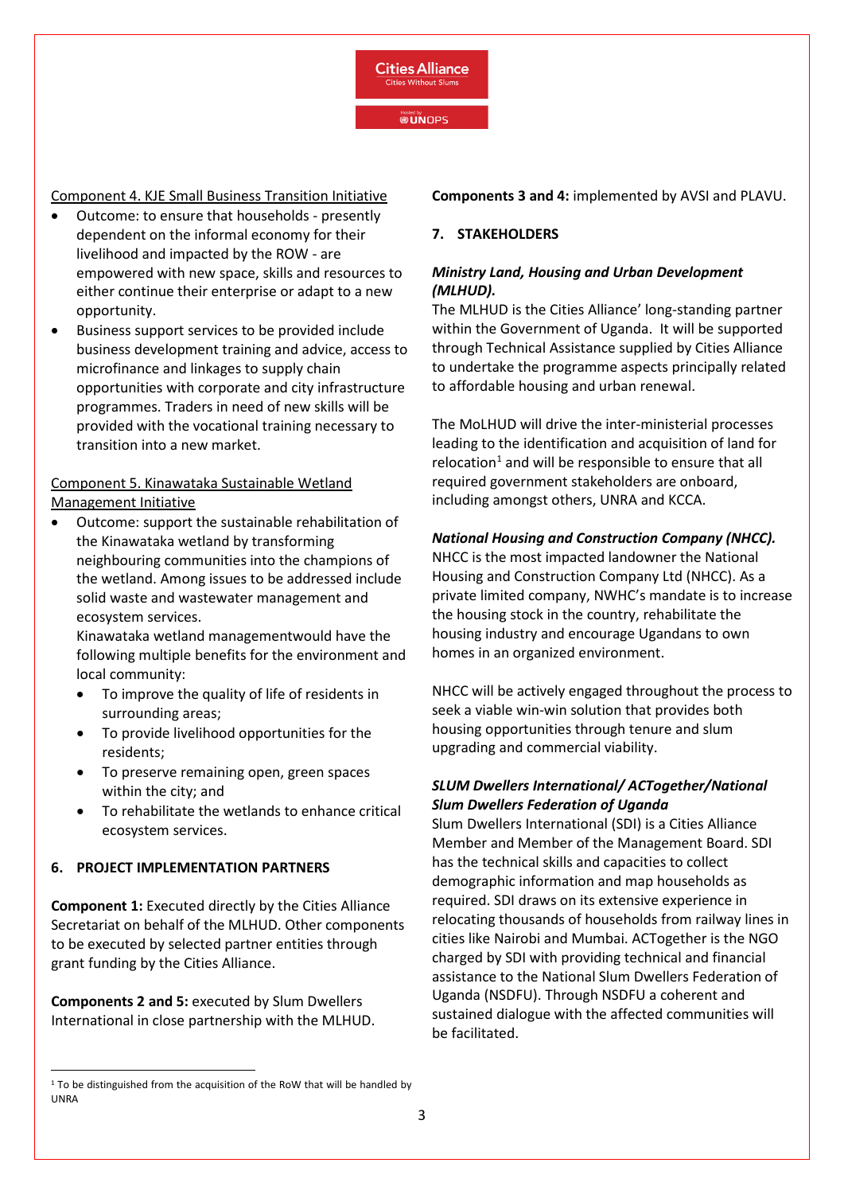Component 4. KJE Small Business Transition Initiative

- Outcome: to ensure that households - presently dependent on the informal economy for their livelihood and impacted by the ROW - are empowered with new space, skills and resources to either continue their enterprise or adapt to a new opportunity.
- Business support services to be provided include business development training and advice, access to microfinance and linkages to supply chain opportunities with corporate and city infrastructure programmes. Traders in need of new skills will be provided with the vocational training necessary to transition into a new market.

Component 5. Kinawataka Sustainable Wetland Management Initiative

- Outcome: support the sustainable rehabilitation of the Kinawataka wetland by transforming neighbouring communities into the champions of the wetland. Among issues to be addressed include solid waste and wastewater management and ecosystem services.

  Kinawataka wetland managementwould have the following multiple benefits for the environment and local community:
  - To improve the quality of life of residents in surrounding areas;
  - To provide livelihood opportunities for the residents;
  - To preserve remaining open, green spaces within the city; and
  - To rehabilitate the wetlands to enhance critical ecosystem services.

## 6. PROJECT IMPLEMENTATION PARTNERS

**Component 1:** Executed directly by the Cities Alliance Secretariat on behalf of the MLHUD. Other components to be executed by selected partner entities through grant funding by the Cities Alliance.

**Components 2 and 5:** executed by Slum Dwellers International in close partnership with the MLHUD.

**Components 3 and 4:** implemented by AVSI and PLAVU.

## 7. STAKEHOLDERS

***Ministry Land, Housing and Urban Development (MLHUD).***

The MLHUD is the Cities Alliance' long-standing partner within the Government of Uganda. It will be supported through Technical Assistance supplied by Cities Alliance to undertake the programme aspects principally related to affordable housing and urban renewal.

The MoLHUD will drive the inter-ministerial processes leading to the identification and acquisition of land for relocation[1] and will be responsible to ensure that all required government stakeholders are onboard, including amongst others, UNRA and KCCA.

***National Housing and Construction Company (NHCC).***

NHCC is the most impacted landowner the National Housing and Construction Company Ltd (NHCC). As a private limited company, NWHC's mandate is to increase the housing stock in the country, rehabilitate the housing industry and encourage Ugandans to own homes in an organized environment.

NHCC will be actively engaged throughout the process to seek a viable win-win solution that provides both housing opportunities through tenure and slum upgrading and commercial viability.

***SLUM Dwellers International/ ACTogether/National Slum Dwellers Federation of Uganda***

Slum Dwellers International (SDI) is a Cities Alliance Member and Member of the Management Board. SDI has the technical skills and capacities to collect demographic information and map households as required. SDI draws on its extensive experience in relocating thousands of households from railway lines in cities like Nairobi and Mumbai. ACTogether is the NGO charged by SDI with providing technical and financial assistance to the National Slum Dwellers Federation of Uganda (NSDFU). Through NSDFU a coherent and sustained dialogue with the affected communities will be facilitated.

[1] To be distinguished from the acquisition of the RoW that will be handled by UNRA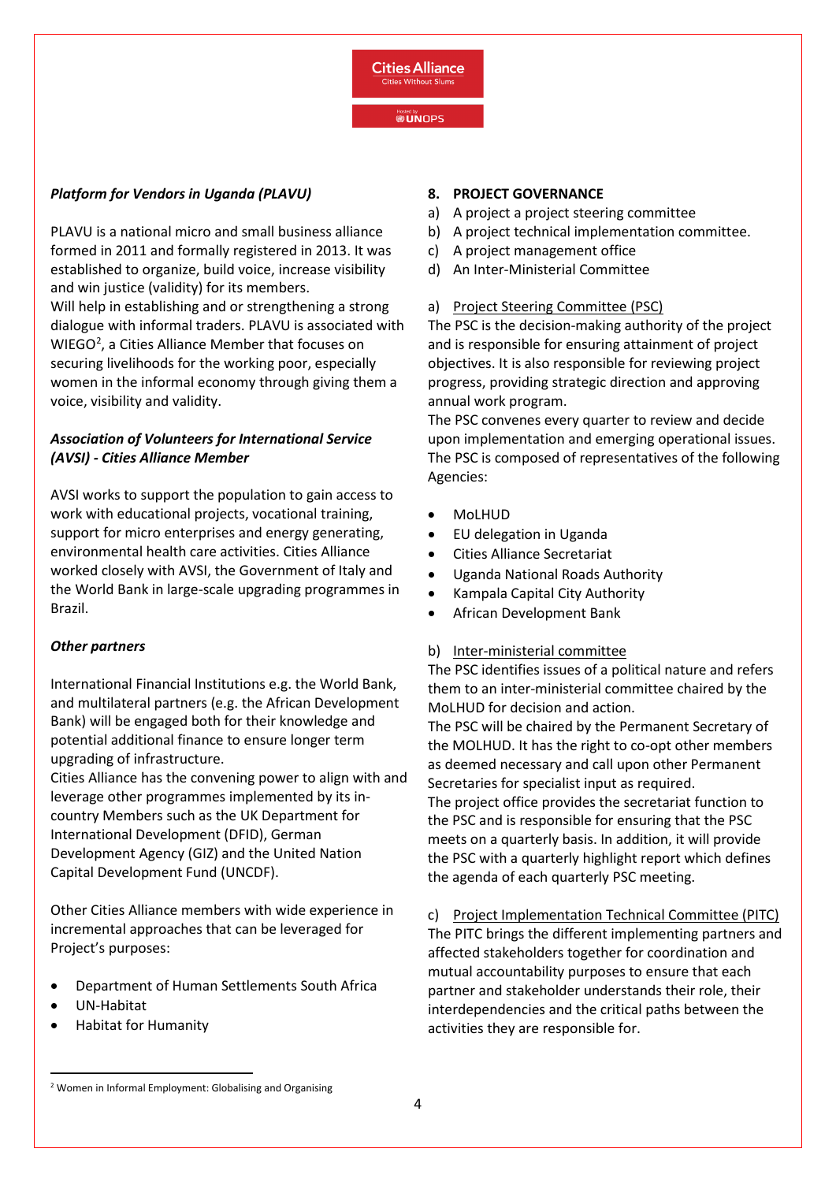***Platform for Vendors in Uganda (PLAVU)***

PLAVU is a national micro and small business alliance formed in 2011 and formally registered in 2013. It was established to organize, build voice, increase visibility and win justice (validity) for its members.
Will help in establishing and or strengthening a strong dialogue with informal traders. PLAVU is associated with WIEGO[2], a Cities Alliance Member that focuses on securing livelihoods for the working poor, especially women in the informal economy through giving them a voice, visibility and validity.

***Association of Volunteers for International Service (AVSI) - Cities Alliance Member***

AVSI works to support the population to gain access to work with educational projects, vocational training, support for micro enterprises and energy generating, environmental health care activities. Cities Alliance worked closely with AVSI, the Government of Italy and the World Bank in large-scale upgrading programmes in Brazil.

***Other partners***

International Financial Institutions e.g. the World Bank, and multilateral partners (e.g. the African Development Bank) will be engaged both for their knowledge and potential additional finance to ensure longer term upgrading of infrastructure.
Cities Alliance has the convening power to align with and leverage other programmes implemented by its in-country Members such as the UK Department for International Development (DFID), German Development Agency (GIZ) and the United Nation Capital Development Fund (UNCDF).

Other Cities Alliance members with wide experience in incremental approaches that can be leveraged for Project's purposes:

- Department of Human Settlements South Africa
- UN-Habitat
- Habitat for Humanity

## 8. PROJECT GOVERNANCE

a) A project a project steering committee
b) A project technical implementation committee.
c) A project management office
d) An Inter-Ministerial Committee

a) Project Steering Committee (PSC)

The PSC is the decision-making authority of the project and is responsible for ensuring attainment of project objectives. It is also responsible for reviewing project progress, providing strategic direction and approving annual work program.
The PSC convenes every quarter to review and decide upon implementation and emerging operational issues.
The PSC is composed of representatives of the following Agencies:

- MoLHUD
- EU delegation in Uganda
- Cities Alliance Secretariat
- Uganda National Roads Authority
- Kampala Capital City Authority
- African Development Bank

b) Inter-ministerial committee

The PSC identifies issues of a political nature and refers them to an inter-ministerial committee chaired by the MoLHUD for decision and action.
The PSC will be chaired by the Permanent Secretary of the MOLHUD. It has the right to co-opt other members as deemed necessary and call upon other Permanent Secretaries for specialist input as required.
The project office provides the secretariat function to the PSC and is responsible for ensuring that the PSC meets on a quarterly basis. In addition, it will provide the PSC with a quarterly highlight report which defines the agenda of each quarterly PSC meeting.

c) Project Implementation Technical Committee (PITC)

The PITC brings the different implementing partners and affected stakeholders together for coordination and mutual accountability purposes to ensure that each partner and stakeholder understands their role, their interdependencies and the critical paths between the activities they are responsible for.

---

[2] Women in Informal Employment: Globalising and Organising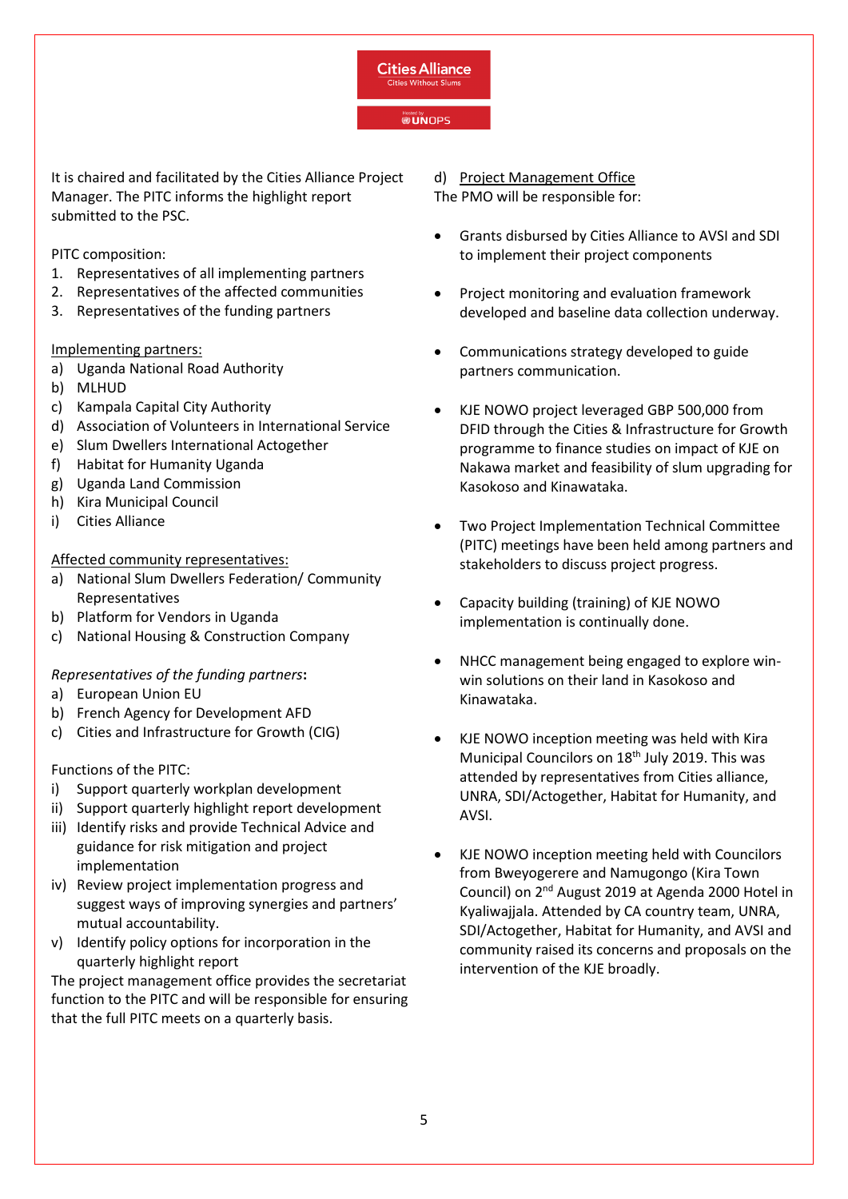It is chaired and facilitated by the Cities Alliance Project Manager. The PITC informs the highlight report submitted to the PSC.

PITC composition:

1. Representatives of all implementing partners
2. Representatives of the affected communities
3. Representatives of the funding partners

Implementing partners:

a) Uganda National Road Authority
b) MLHUD
c) Kampala Capital City Authority
d) Association of Volunteers in International Service
e) Slum Dwellers International Actogether
f) Habitat for Humanity Uganda
g) Uganda Land Commission
h) Kira Municipal Council
i) Cities Alliance

Affected community representatives:

a) National Slum Dwellers Federation/ Community Representatives
b) Platform for Vendors in Uganda
c) National Housing & Construction Company

*Representatives of the funding partners***:**

a) European Union EU
b) French Agency for Development AFD
c) Cities and Infrastructure for Growth (CIG)

Functions of the PITC:

i) Support quarterly workplan development
ii) Support quarterly highlight report development
iii) Identify risks and provide Technical Advice and guidance for risk mitigation and project implementation
iv) Review project implementation progress and suggest ways of improving synergies and partners' mutual accountability.
v) Identify policy options for incorporation in the quarterly highlight report

The project management office provides the secretariat function to the PITC and will be responsible for ensuring that the full PITC meets on a quarterly basis.

d) Project Management Office

The PMO will be responsible for:

- Grants disbursed by Cities Alliance to AVSI and SDI to implement their project components
- Project monitoring and evaluation framework developed and baseline data collection underway.
- Communications strategy developed to guide partners communication.
- KJE NOWO project leveraged GBP 500,000 from DFID through the Cities & Infrastructure for Growth programme to finance studies on impact of KJE on Nakawa market and feasibility of slum upgrading for Kasokoso and Kinawataka.
- Two Project Implementation Technical Committee (PITC) meetings have been held among partners and stakeholders to discuss project progress.
- Capacity building (training) of KJE NOWO implementation is continually done.
- NHCC management being engaged to explore win-win solutions on their land in Kasokoso and Kinawataka.
- KJE NOWO inception meeting was held with Kira Municipal Councilors on 18th July 2019. This was attended by representatives from Cities alliance, UNRA, SDI/Actogether, Habitat for Humanity, and AVSI.
- KJE NOWO inception meeting held with Councilors from Bweyogerere and Namugongo (Kira Town Council) on 2nd August 2019 at Agenda 2000 Hotel in Kyaliwajjala. Attended by CA country team, UNRA, SDI/Actogether, Habitat for Humanity, and AVSI and community raised its concerns and proposals on the intervention of the KJE broadly.